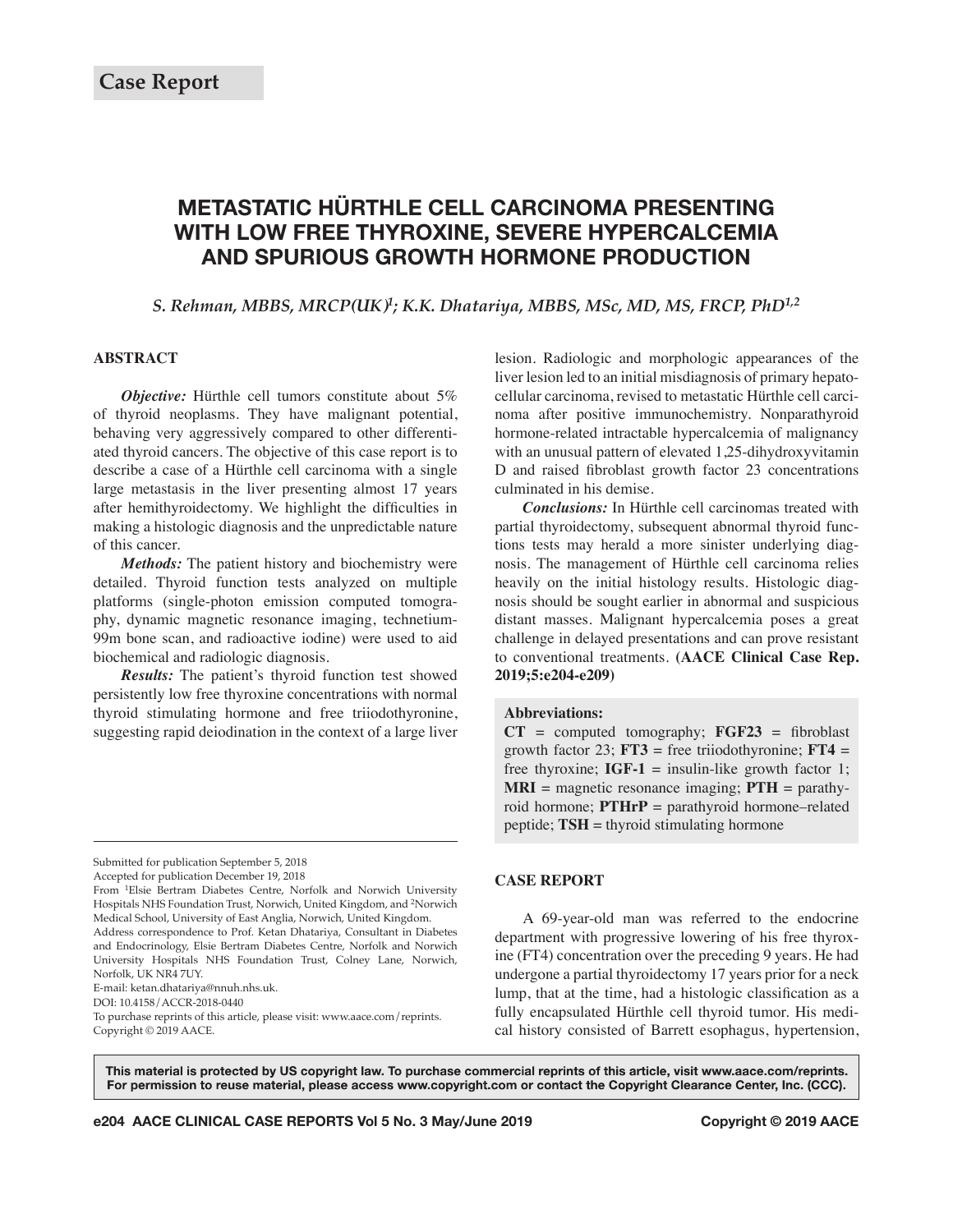**Case Report**

# METASTATIC HÜRTHLE CELL CARCINOMA PRESENTING WITH LOW FREE THYROXINE, SEVERE HYPERCALCEMIA AND SPURIOUS GROWTH HORMONE PRODUCTION

*S. Rehman, MBBS, MRCP(UK)[1]; K.K. Dhatariya, MBBS, MSc, MD, MS, FRCP, PhD[1,2]*

## ABSTRACT

***Objective:*** Hürthle cell tumors constitute about 5% of thyroid neoplasms. They have malignant potential, behaving very aggressively compared to other differentiated thyroid cancers. The objective of this case report is to describe a case of a Hürthle cell carcinoma with a single large metastasis in the liver presenting almost 17 years after hemithyroidectomy. We highlight the difficulties in making a histologic diagnosis and the unpredictable nature of this cancer.

***Methods:*** The patient history and biochemistry were detailed. Thyroid function tests analyzed on multiple platforms (single-photon emission computed tomography, dynamic magnetic resonance imaging, technetium-99m bone scan, and radioactive iodine) were used to aid biochemical and radiologic diagnosis.

***Results:*** The patient's thyroid function test showed persistently low free thyroxine concentrations with normal thyroid stimulating hormone and free triiodothyronine, suggesting rapid deiodination in the context of a large liver lesion. Radiologic and morphologic appearances of the liver lesion led to an initial misdiagnosis of primary hepatocellular carcinoma, revised to metastatic Hürthle cell carcinoma after positive immunochemistry. Nonparathyroid hormone-related intractable hypercalcemia of malignancy with an unusual pattern of elevated 1,25-dihydroxyvitamin D and raised fibroblast growth factor 23 concentrations culminated in his demise.

***Conclusions:*** In Hürthle cell carcinomas treated with partial thyroidectomy, subsequent abnormal thyroid functions tests may herald a more sinister underlying diagnosis. The management of Hürthle cell carcinoma relies heavily on the initial histology results. Histologic diagnosis should be sought earlier in abnormal and suspicious distant masses. Malignant hypercalcemia poses a great challenge in delayed presentations and can prove resistant to conventional treatments. **(AACE Clinical Case Rep. 2019;5:e204-e209)**

**Abbreviations:**
**CT** = computed tomography; **FGF23** = fibroblast growth factor 23; **FT3** = free triiodothyronine; **FT4** = free thyroxine; **IGF-1** = insulin-like growth factor 1; **MRI** = magnetic resonance imaging; **PTH** = parathyroid hormone; **PTHrP** = parathyroid hormone–related peptide; **TSH** = thyroid stimulating hormone

## CASE REPORT

A 69-year-old man was referred to the endocrine department with progressive lowering of his free thyroxine (FT4) concentration over the preceding 9 years. He had undergone a partial thyroidectomy 17 years prior for a neck lump, that at the time, had a histologic classification as a fully encapsulated Hürthle cell thyroid tumor. His medical history consisted of Barrett esophagus, hypertension,

---

Submitted for publication September 5, 2018
Accepted for publication December 19, 2018
From [1]Elsie Bertram Diabetes Centre, Norfolk and Norwich University Hospitals NHS Foundation Trust, Norwich, United Kingdom, and [2]Norwich Medical School, University of East Anglia, Norwich, United Kingdom.
Address correspondence to Prof. Ketan Dhatariya, Consultant in Diabetes and Endocrinology, Elsie Bertram Diabetes Centre, Norfolk and Norwich University Hospitals NHS Foundation Trust, Colney Lane, Norwich, Norfolk, UK NR4 7UY.
E-mail: ketan.dhatariya@nnuh.nhs.uk.
DOI: 10.4158/ACCR-2018-0440
To purchase reprints of this article, please visit: www.aace.com/reprints.
Copyright © 2019 AACE.

**This material is protected by US copyright law. To purchase commercial reprints of this article, visit www.aace.com/reprints. For permission to reuse material, please access www.copyright.com or contact the Copyright Clearance Center, Inc. (CCC).**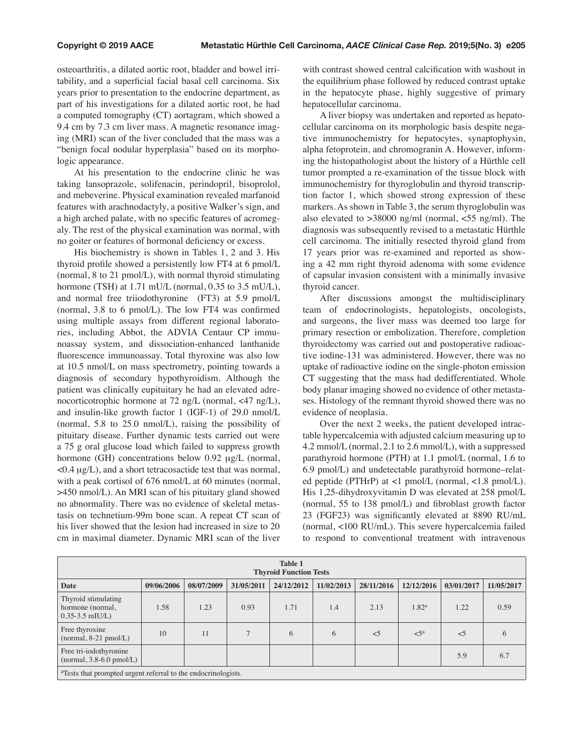osteoarthritis, a dilated aortic root, bladder and bowel irritability, and a superficial facial basal cell carcinoma. Six years prior to presentation to the endocrine department, as part of his investigations for a dilated aortic root, he had a computed tomography (CT) aortagram, which showed a 9.4 cm by 7.3 cm liver mass. A magnetic resonance imaging (MRI) scan of the liver concluded that the mass was a "benign focal nodular hyperplasia" based on its morphologic appearance.

At his presentation to the endocrine clinic he was taking lansoprazole, solifenacin, perindopril, bisoprolol, and mebeverine. Physical examination revealed marfanoid features with arachnodactyly, a positive Walker's sign, and a high arched palate, with no specific features of acromegaly. The rest of the physical examination was normal, with no goiter or features of hormonal deficiency or excess.

His biochemistry is shown in Tables 1, 2 and 3. His thyroid profile showed a persistently low FT4 at 6 pmol/L (normal, 8 to 21 pmol/L), with normal thyroid stimulating hormone (TSH) at 1.71 mU/L (normal, 0.35 to 3.5 mU/L), and normal free triiodothyronine (FT3) at 5.9 pmol/L (normal, 3.8 to 6 pmol/L). The low FT4 was confirmed using multiple assays from different regional laboratories, including Abbot, the ADVIA Centaur CP immunoassay system, and dissociation-enhanced lanthanide fluorescence immunoassay. Total thyroxine was also low at 10.5 nmol/L on mass spectrometry, pointing towards a diagnosis of secondary hypothyroidism. Although the patient was clinically eupituitary he had an elevated adrenocorticotrophic hormone at 72 ng/L (normal, <47 ng/L), and insulin-like growth factor 1 (IGF-1) of 29.0 nmol/L (normal, 5.8 to 25.0 nmol/L), raising the possibility of pituitary disease. Further dynamic tests carried out were a 75 g oral glucose load which failed to suppress growth hormone (GH) concentrations below 0.92 µg/L (normal, <0.4 µg/L), and a short tetracosactide test that was normal, with a peak cortisol of 676 nmol/L at 60 minutes (normal, >450 nmol/L). An MRI scan of his pituitary gland showed no abnormality. There was no evidence of skeletal metastasis on technetium-99m bone scan. A repeat CT scan of his liver showed that the lesion had increased in size to 20 cm in maximal diameter. Dynamic MRI scan of the liver with contrast showed central calcification with washout in the equilibrium phase followed by reduced contrast uptake in the hepatocyte phase, highly suggestive of primary hepatocellular carcinoma.

A liver biopsy was undertaken and reported as hepatocellular carcinoma on its morphologic basis despite negative immunochemistry for hepatocytes, synaptophysin, alpha fetoprotein, and chromogranin A. However, informing the histopathologist about the history of a Hürthle cell tumor prompted a re-examination of the tissue block with immunochemistry for thyroglobulin and thyroid transcription factor 1, which showed strong expression of these markers. As shown in Table 3, the serum thyroglobulin was also elevated to >38000 ng/ml (normal, <55 ng/ml). The diagnosis was subsequently revised to a metastatic Hürthle cell carcinoma. The initially resected thyroid gland from 17 years prior was re-examined and reported as showing a 42 mm right thyroid adenoma with some evidence of capsular invasion consistent with a minimally invasive thyroid cancer.

After discussions amongst the multidisciplinary team of endocrinologists, hepatologists, oncologists, and surgeons, the liver mass was deemed too large for primary resection or embolization. Therefore, completion thyroidectomy was carried out and postoperative radioactive iodine-131 was administered. However, there was no uptake of radioactive iodine on the single-photon emission CT suggesting that the mass had dedifferentiated. Whole body planar imaging showed no evidence of other metastases. Histology of the remnant thyroid showed there was no evidence of neoplasia.

Over the next 2 weeks, the patient developed intractable hypercalcemia with adjusted calcium measuring up to 4.2 mmol/L (normal, 2.1 to 2.6 mmol/L), with a suppressed parathyroid hormone (PTH) at 1.1 pmol/L (normal, 1.6 to 6.9 pmol/L) and undetectable parathyroid hormone–related peptide (PTHrP) at <1 pmol/L (normal, <1.8 pmol/L). His 1,25-dihydroxyvitamin D was elevated at 258 pmol/L (normal, 55 to 138 pmol/L) and fibroblast growth factor 23 (FGF23) was significantly elevated at 8890 RU/mL (normal, <100 RU/mL). This severe hypercalcemia failed to respond to conventional treatment with intravenous

**Table 1**
**Thyroid Function Tests**

| Date | 09/06/2006 | 08/07/2009 | 31/05/2011 | 24/12/2012 | 11/02/2013 | 28/11/2016 | 12/12/2016 | 03/01/2017 | 11/05/2017 |
|---|---|---|---|---|---|---|---|---|---|
| Thyroid stimulating hormone (normal, 0.35-3.5 mIU/L) | 1.58 | 1.23 | 0.93 | 1.71 | 1.4 | 2.13 | 1.82[a] | 1.22 | 0.59 |
| Free thyroxine (normal, 8-21 pmol/L) | 10 | 11 | 7 | 6 | 6 | <5 | <5[a] | <5 | 6 |
| Free tri-iodothyronine (normal, 3.8-6.0 pmol/L) | | | | | | | | 5.9 | 6.7 |

[a]Tests that prompted urgent referral to the endocrinologists.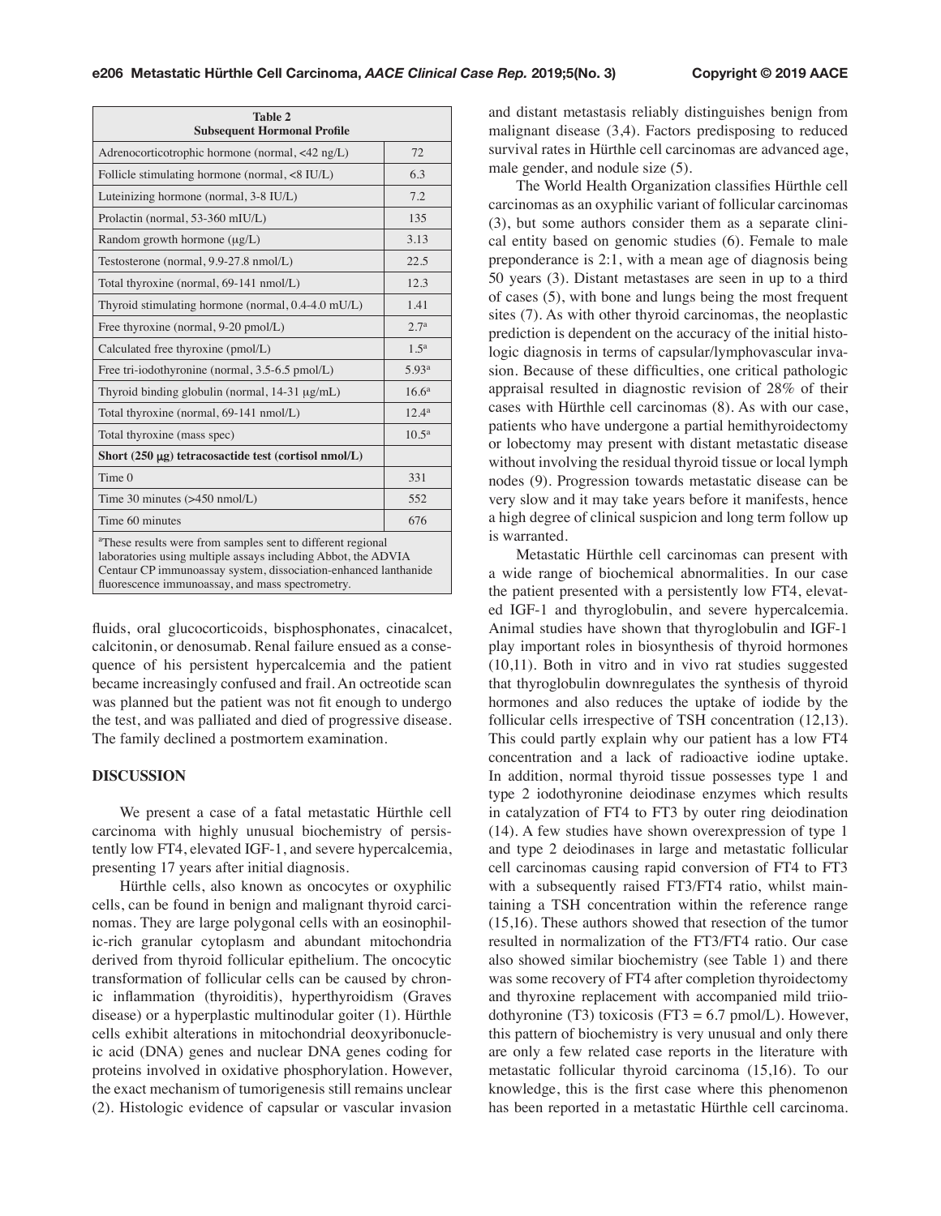| Table 2<br>Subsequent Hormonal Profile | |
|---|---|
| Adrenocorticotrophic hormone (normal, <42 ng/L) | 72 |
| Follicle stimulating hormone (normal, <8 IU/L) | 6.3 |
| Luteinizing hormone (normal, 3-8 IU/L) | 7.2 |
| Prolactin (normal, 53-360 mIU/L) | 135 |
| Random growth hormone (μg/L) | 3.13 |
| Testosterone (normal, 9.9-27.8 nmol/L) | 22.5 |
| Total thyroxine (normal, 69-141 nmol/L) | 12.3 |
| Thyroid stimulating hormone (normal, 0.4-4.0 mU/L) | 1.41 |
| Free thyroxine (normal, 9-20 pmol/L) | 2.7[a] |
| Calculated free thyroxine (pmol/L) | 1.5[a] |
| Free tri-iodothyronine (normal, 3.5-6.5 pmol/L) | 5.93[a] |
| Thyroid binding globulin (normal, 14-31 μg/mL) | 16.6[a] |
| Total thyroxine (normal, 69-141 nmol/L) | 12.4[a] |
| Total thyroxine (mass spec) | 10.5[a] |
| **Short (250 μg) tetracosactide test (cortisol nmol/L)** | |
| Time 0 | 331 |
| Time 30 minutes (>450 nmol/L) | 552 |
| Time 60 minutes | 676 |

[a]These results were from samples sent to different regional laboratories using multiple assays including Abbot, the ADVIA Centaur CP immunoassay system, dissociation-enhanced lanthanide fluorescence immunoassay, and mass spectrometry.

fluids, oral glucocorticoids, bisphosphonates, cinacalcet, calcitonin, or denosumab. Renal failure ensued as a consequence of his persistent hypercalcemia and the patient became increasingly confused and frail. An octreotide scan was planned but the patient was not fit enough to undergo the test, and was palliated and died of progressive disease. The family declined a postmortem examination.

## DISCUSSION

We present a case of a fatal metastatic Hürthle cell carcinoma with highly unusual biochemistry of persistently low FT4, elevated IGF-1, and severe hypercalcemia, presenting 17 years after initial diagnosis.

Hürthle cells, also known as oncocytes or oxyphilic cells, can be found in benign and malignant thyroid carcinomas. They are large polygonal cells with an eosinophilic-rich granular cytoplasm and abundant mitochondria derived from thyroid follicular epithelium. The oncocytic transformation of follicular cells can be caused by chronic inflammation (thyroiditis), hyperthyroidism (Graves disease) or a hyperplastic multinodular goiter (1). Hürthle cells exhibit alterations in mitochondrial deoxyribonucleic acid (DNA) genes and nuclear DNA genes coding for proteins involved in oxidative phosphorylation. However, the exact mechanism of tumorigenesis still remains unclear (2). Histologic evidence of capsular or vascular invasion and distant metastasis reliably distinguishes benign from malignant disease (3,4). Factors predisposing to reduced survival rates in Hürthle cell carcinomas are advanced age, male gender, and nodule size (5).

The World Health Organization classifies Hürthle cell carcinomas as an oxyphilic variant of follicular carcinomas (3), but some authors consider them as a separate clinical entity based on genomic studies (6). Female to male preponderance is 2:1, with a mean age of diagnosis being 50 years (3). Distant metastases are seen in up to a third of cases (5), with bone and lungs being the most frequent sites (7). As with other thyroid carcinomas, the neoplastic prediction is dependent on the accuracy of the initial histologic diagnosis in terms of capsular/lymphovascular invasion. Because of these difficulties, one critical pathologic appraisal resulted in diagnostic revision of 28% of their cases with Hürthle cell carcinomas (8). As with our case, patients who have undergone a partial hemithyroidectomy or lobectomy may present with distant metastatic disease without involving the residual thyroid tissue or local lymph nodes (9). Progression towards metastatic disease can be very slow and it may take years before it manifests, hence a high degree of clinical suspicion and long term follow up is warranted.

Metastatic Hürthle cell carcinomas can present with a wide range of biochemical abnormalities. In our case the patient presented with a persistently low FT4, elevated IGF-1 and thyroglobulin, and severe hypercalcemia. Animal studies have shown that thyroglobulin and IGF-1 play important roles in biosynthesis of thyroid hormones (10,11). Both in vitro and in vivo rat studies suggested that thyroglobulin downregulates the synthesis of thyroid hormones and also reduces the uptake of iodide by the follicular cells irrespective of TSH concentration (12,13). This could partly explain why our patient has a low FT4 concentration and a lack of radioactive iodine uptake. In addition, normal thyroid tissue possesses type 1 and type 2 iodothyronine deiodinase enzymes which results in catalyzation of FT4 to FT3 by outer ring deiodination (14). A few studies have shown overexpression of type 1 and type 2 deiodinases in large and metastatic follicular cell carcinomas causing rapid conversion of FT4 to FT3 with a subsequently raised FT3/FT4 ratio, whilst maintaining a TSH concentration within the reference range (15,16). These authors showed that resection of the tumor resulted in normalization of the FT3/FT4 ratio. Our case also showed similar biochemistry (see Table 1) and there was some recovery of FT4 after completion thyroidectomy and thyroxine replacement with accompanied mild triiodothyronine (T3) toxicosis (FT3 = 6.7 pmol/L). However, this pattern of biochemistry is very unusual and only there are only a few related case reports in the literature with metastatic follicular thyroid carcinoma (15,16). To our knowledge, this is the first case where this phenomenon has been reported in a metastatic Hürthle cell carcinoma.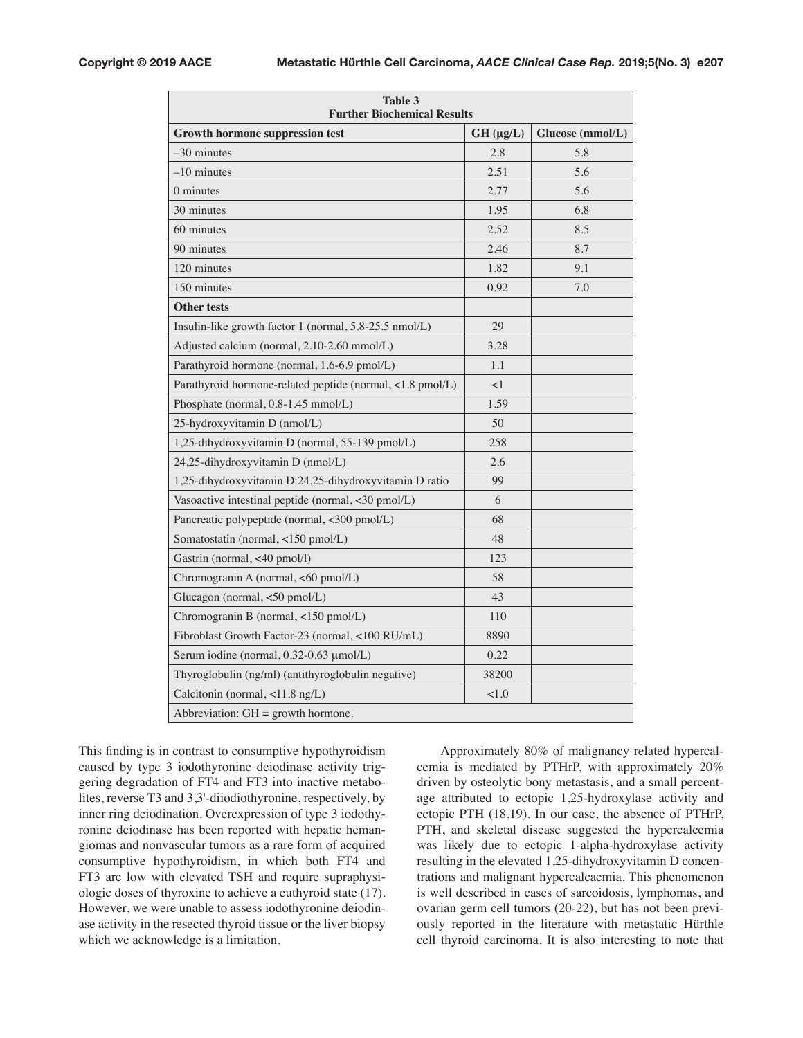| Table 3<br>Further Biochemical Results | | |
|---|---|---|
| **Growth hormone suppression test** | **GH (μg/L)** | **Glucose (mmol/L)** |
| –30 minutes | 2.8 | 5.8 |
| –10 minutes | 2.51 | 5.6 |
| 0 minutes | 2.77 | 5.6 |
| 30 minutes | 1.95 | 6.8 |
| 60 minutes | 2.52 | 8.5 |
| 90 minutes | 2.46 | 8.7 |
| 120 minutes | 1.82 | 9.1 |
| 150 minutes | 0.92 | 7.0 |
| **Other tests** | | |
| Insulin-like growth factor 1 (normal, 5.8-25.5 nmol/L) | 29 | |
| Adjusted calcium (normal, 2.10-2.60 mmol/L) | 3.28 | |
| Parathyroid hormone (normal, 1.6-6.9 pmol/L) | 1.1 | |
| Parathyroid hormone-related peptide (normal, <1.8 pmol/L) | <1 | |
| Phosphate (normal, 0.8-1.45 mmol/L) | 1.59 | |
| 25-hydroxyvitamin D (nmol/L) | 50 | |
| 1,25-dihydroxyvitamin D (normal, 55-139 pmol/L) | 258 | |
| 24,25-dihydroxyvitamin D (nmol/L) | 2.6 | |
| 1,25-dihydroxyvitamin D:24,25-dihydroxyvitamin D ratio | 99 | |
| Vasoactive intestinal peptide (normal, <30 pmol/L) | 6 | |
| Pancreatic polypeptide (normal, <300 pmol/L) | 68 | |
| Somatostatin (normal, <150 pmol/L) | 48 | |
| Gastrin (normal, <40 pmol/l) | 123 | |
| Chromogranin A (normal, <60 pmol/L) | 58 | |
| Glucagon (normal, <50 pmol/L) | 43 | |
| Chromogranin B (normal, <150 pmol/L) | 110 | |
| Fibroblast Growth Factor-23 (normal, <100 RU/mL) | 8890 | |
| Serum iodine (normal, 0.32-0.63 μmol/L) | 0.22 | |
| Thyroglobulin (ng/ml) (antithyroglobulin negative) | 38200 | |
| Calcitonin (normal, <11.8 ng/L) | <1.0 | |
| Abbreviation: GH = growth hormone. | | |

This finding is in contrast to consumptive hypothyroidism caused by type 3 iodothyronine deiodinase activity triggering degradation of FT4 and FT3 into inactive metabolites, reverse T3 and 3,3'-diiodiothyronine, respectively, by inner ring deiodination. Overexpression of type 3 iodothyronine deiodinase has been reported with hepatic hemangiomas and nonvascular tumors as a rare form of acquired consumptive hypothyroidism, in which both FT4 and FT3 are low with elevated TSH and require supraphysiologic doses of thyroxine to achieve a euthyroid state (17). However, we were unable to assess iodothyronine deiodinase activity in the resected thyroid tissue or the liver biopsy which we acknowledge is a limitation.

Approximately 80% of malignancy related hypercalcemia is mediated by PTHrP, with approximately 20% driven by osteolytic bony metastasis, and a small percentage attributed to ectopic 1,25-hydroxylase activity and ectopic PTH (18,19). In our case, the absence of PTHrP, PTH, and skeletal disease suggested the hypercalcemia was likely due to ectopic 1-alpha-hydroxylase activity resulting in the elevated 1,25-dihydroxyvitamin D concentrations and malignant hypercalcaemia. This phenomenon is well described in cases of sarcoidosis, lymphomas, and ovarian germ cell tumors (20-22), but has not been previously reported in the literature with metastatic Hürthle cell thyroid carcinoma. It is also interesting to note that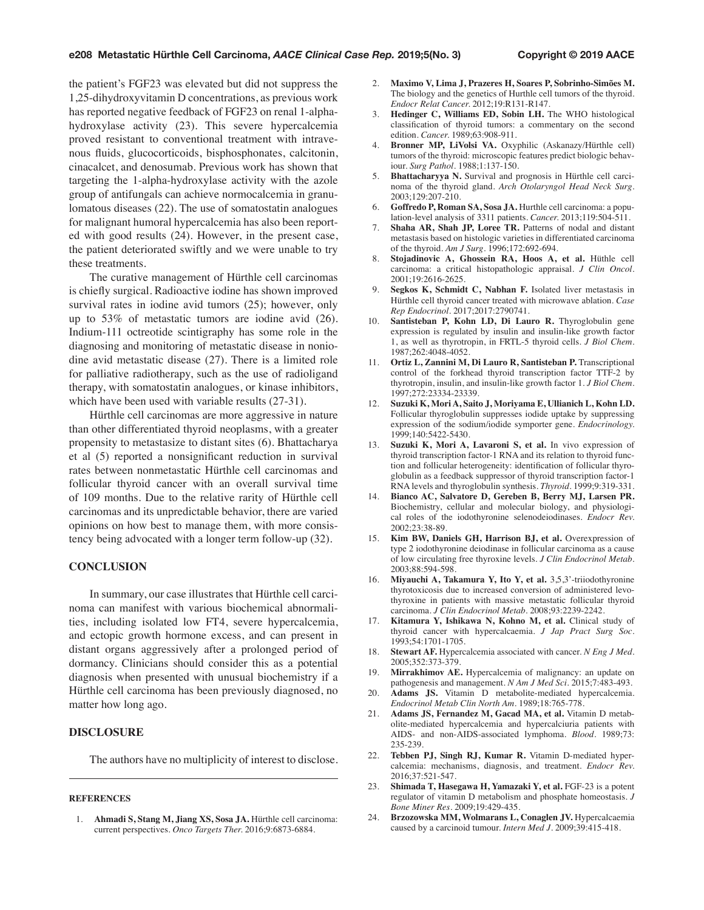the patient's FGF23 was elevated but did not suppress the 1,25-dihydroxyvitamin D concentrations, as previous work has reported negative feedback of FGF23 on renal 1-alpha-hydroxylase activity (23). This severe hypercalcemia proved resistant to conventional treatment with intravenous fluids, glucocorticoids, bisphosphonates, calcitonin, cinacalcet, and denosumab. Previous work has shown that targeting the 1-alpha-hydroxylase activity with the azole group of antifungals can achieve normocalcemia in granulomatous diseases (22). The use of somatostatin analogues for malignant humoral hypercalcemia has also been reported with good results (24). However, in the present case, the patient deteriorated swiftly and we were unable to try these treatments.

The curative management of Hürthle cell carcinomas is chiefly surgical. Radioactive iodine has shown improved survival rates in iodine avid tumors (25); however, only up to 53% of metastatic tumors are iodine avid (26). Indium-111 octreotide scintigraphy has some role in the diagnosing and monitoring of metastatic disease in noniodine avid metastatic disease (27). There is a limited role for palliative radiotherapy, such as the use of radioligand therapy, with somatostatin analogues, or kinase inhibitors, which have been used with variable results (27-31).

Hürthle cell carcinomas are more aggressive in nature than other differentiated thyroid neoplasms, with a greater propensity to metastasize to distant sites (6). Bhattacharya et al (5) reported a nonsignificant reduction in survival rates between nonmetastatic Hürthle cell carcinomas and follicular thyroid cancer with an overall survival time of 109 months. Due to the relative rarity of Hürthle cell carcinomas and its unpredictable behavior, there are varied opinions on how best to manage them, with more consistency being advocated with a longer term follow-up (32).

## CONCLUSION

In summary, our case illustrates that Hürthle cell carcinoma can manifest with various biochemical abnormalities, including isolated low FT4, severe hypercalcemia, and ectopic growth hormone excess, and can present in distant organs aggressively after a prolonged period of dormancy. Clinicians should consider this as a potential diagnosis when presented with unusual biochemistry if a Hürthle cell carcinoma has been previously diagnosed, no matter how long ago.

## DISCLOSURE

The authors have no multiplicity of interest to disclose.

## REFERENCES

1. **Ahmadi S, Stang M, Jiang XS, Sosa JA.** Hürthle cell carcinoma: current perspectives. *Onco Targets Ther.* 2016;9:6873-6884.
2. **Maximo V, Lima J, Prazeres H, Soares P, Sobrinho-Simões M.** The biology and the genetics of Hurthle cell tumors of the thyroid. *Endocr Relat Cancer.* 2012;19:R131-R147.
3. **Hedinger C, Williams ED, Sobin LH.** The WHO histological classification of thyroid tumors: a commentary on the second edition. *Cancer.* 1989;63:908-911.
4. **Bronner MP, LiVolsi VA.** Oxyphilic (Askanazy/Hürthle cell) tumors of the thyroid: microscopic features predict biologic behaviour. *Surg Pathol.* 1988;1:137-150.
5. **Bhattacharyya N.** Survival and prognosis in Hürthle cell carcinoma of the thyroid gland. *Arch Otolaryngol Head Neck Surg.* 2003;129:207-210.
6. **Goffredo P, Roman SA, Sosa JA.** Hurthle cell carcinoma: a population-level analysis of 3311 patients. *Cancer.* 2013;119:504-511.
7. **Shaha AR, Shah JP, Loree TR.** Patterns of nodal and distant metastasis based on histologic varieties in differentiated carcinoma of the thyroid. *Am J Surg.* 1996;172:692-694.
8. **Stojadinovic A, Ghossein RA, Hoos A, et al.** Hüthle cell carcinoma: a critical histopathologic appraisal. *J Clin Oncol.* 2001;19:2616-2625.
9. **Segkos K, Schmidt C, Nabhan F.** Isolated liver metastasis in Hürthle cell thyroid cancer treated with microwave ablation. *Case Rep Endocrinol.* 2017;2017:2790741.
10. **Santisteban P, Kohn LD, Di Lauro R.** Thyroglobulin gene expression is regulated by insulin and insulin-like growth factor 1, as well as thyrotropin, in FRTL-5 thyroid cells. *J Biol Chem.* 1987;262:4048-4052.
11. **Ortiz L, Zannini M, Di Lauro R, Santisteban P.** Transcriptional control of the forkhead thyroid transcription factor TTF-2 by thyrotropin, insulin, and insulin-like growth factor 1. *J Biol Chem.* 1997;272:23334-23339.
12. **Suzuki K, Mori A, Saito J, Moriyama E, Ullianich L, Kohn LD.** Follicular thyroglobulin suppresses iodide uptake by suppressing expression of the sodium/iodide symporter gene. *Endocrinology.* 1999;140:5422-5430.
13. **Suzuki K, Mori A, Lavaroni S, et al.** In vivo expression of thyroid transcription factor-1 RNA and its relation to thyroid function and follicular heterogeneity: identification of follicular thyroglobulin as a feedback suppressor of thyroid transcription factor-1 RNA levels and thyroglobulin synthesis. *Thyroid.* 1999;9:319-331.
14. **Bianco AC, Salvatore D, Gereben B, Berry MJ, Larsen PR.** Biochemistry, cellular and molecular biology, and physiological roles of the iodothyronine selenodeiodinases. *Endocr Rev.* 2002;23:38-89.
15. **Kim BW, Daniels GH, Harrison BJ, et al.** Overexpression of type 2 iodothyronine deiodinase in follicular carcinoma as a cause of low circulating free thyroxine levels. *J Clin Endocrinol Metab.* 2003;88:594-598.
16. **Miyauchi A, Takamura Y, Ito Y, et al.** 3,5,3'-triiodothyronine thyrotoxicosis due to increased conversion of administered levothyroxine in patients with massive metastatic follicular thyroid carcinoma. *J Clin Endocrinol Metab.* 2008;93:2239-2242.
17. **Kitamura Y, Ishikawa N, Kohno M, et al.** Clinical study of thyroid cancer with hypercalcaemia. *J Jap Pract Surg Soc.* 1993;54:1701-1705.
18. **Stewart AF.** Hypercalcemia associated with cancer. *N Eng J Med.* 2005;352:373-379.
19. **Mirrakhimov AE.** Hypercalcemia of malignancy: an update on pathogenesis and management. *N Am J Med Sci.* 2015;7:483-493.
20. **Adams JS.** Vitamin D metabolite-mediated hypercalcemia. *Endocrinol Metab Clin North Am.* 1989;18:765-778.
21. **Adams JS, Fernandez M, Gacad MA, et al.** Vitamin D metabolite-mediated hypercalcemia and hypercalciuria patients with AIDS- and non-AIDS-associated lymphoma. *Blood.* 1989;73:235-239.
22. **Tebben PJ, Singh RJ, Kumar R.** Vitamin D-mediated hypercalcemia: mechanisms, diagnosis, and treatment. *Endocr Rev.* 2016;37:521-547.
23. **Shimada T, Hasegawa H, Yamazaki Y, et al.** FGF-23 is a potent regulator of vitamin D metabolism and phosphate homeostasis. *J Bone Miner Res.* 2009;19:429-435.
24. **Brzozowska MM, Wolmarans L, Conaglen JV.** Hypercalcaemia caused by a carcinoid tumour. *Intern Med J.* 2009;39:415-418.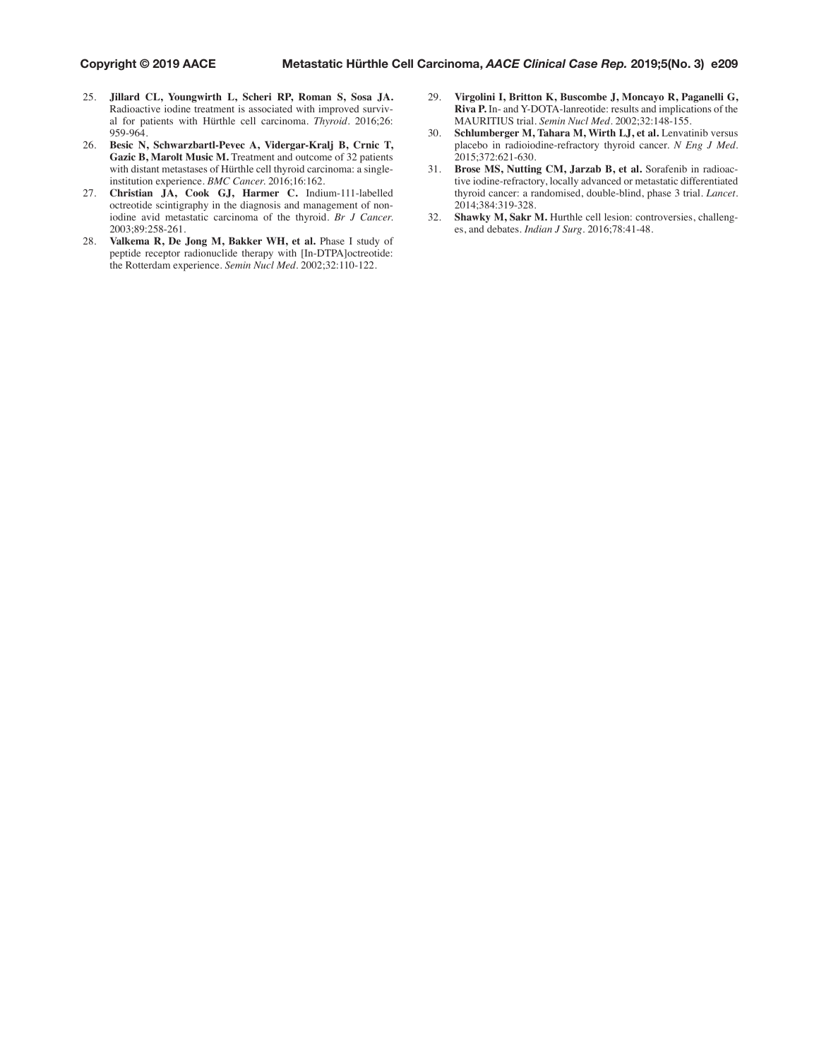25. **Jillard CL, Youngwirth L, Scheri RP, Roman S, Sosa JA.** Radioactive iodine treatment is associated with improved survival for patients with Hürthle cell carcinoma. *Thyroid*. 2016;26: 959-964.
26. **Besic N, Schwarzbartl-Pevec A, Vidergar-Kralj B, Crnic T, Gazic B, Marolt Music M.** Treatment and outcome of 32 patients with distant metastases of Hürthle cell thyroid carcinoma: a single-institution experience. *BMC Cancer.* 2016;16:162.
27. **Christian JA, Cook GJ, Harmer C.** Indium-111-labelled octreotide scintigraphy in the diagnosis and management of non-iodine avid metastatic carcinoma of the thyroid. *Br J Cancer.* 2003;89:258-261.
28. **Valkema R, De Jong M, Bakker WH, et al.** Phase I study of peptide receptor radionuclide therapy with [In-DTPA]octreotide: the Rotterdam experience. *Semin Nucl Med*. 2002;32:110-122.
29. **Virgolini I, Britton K, Buscombe J, Moncayo R, Paganelli G, Riva P.** In- and Y-DOTA-lanreotide: results and implications of the MAURITIUS trial. *Semin Nucl Med*. 2002;32:148-155.
30. **Schlumberger M, Tahara M, Wirth LJ, et al.** Lenvatinib versus placebo in radioiodine-refractory thyroid cancer. *N Eng J Med*. 2015;372:621-630.
31. **Brose MS, Nutting CM, Jarzab B, et al.** Sorafenib in radioactive iodine-refractory, locally advanced or metastatic differentiated thyroid cancer: a randomised, double-blind, phase 3 trial. *Lancet*. 2014;384:319-328.
32. **Shawky M, Sakr M.** Hurthle cell lesion: controversies, challenges, and debates. *Indian J Surg*. 2016;78:41-48.